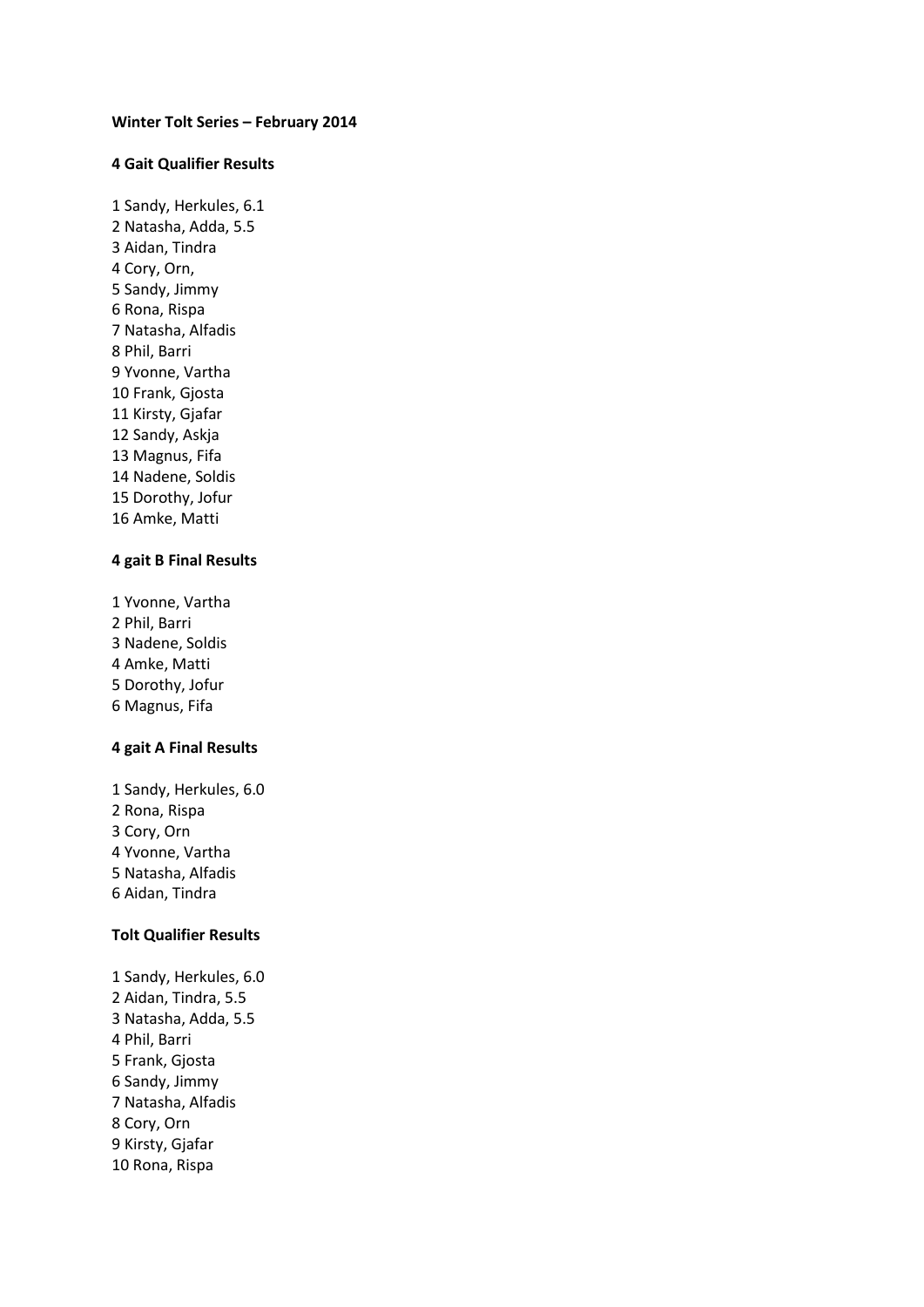**Winter Tolt Series – February 2014**

**4 Gait Qualifier Results**

1 Sandy, Herkules, 6.1
2 Natasha, Adda, 5.5
3 Aidan, Tindra
4 Cory, Orn,
5 Sandy, Jimmy
6 Rona, Rispa
7 Natasha, Alfadis
8 Phil, Barri
9 Yvonne, Vartha
10 Frank, Gjosta
11 Kirsty, Gjafar
12 Sandy, Askja
13 Magnus, Fifa
14 Nadene, Soldis
15 Dorothy, Jofur
16 Amke, Matti

**4 gait B Final Results**

1 Yvonne, Vartha
2 Phil, Barri
3 Nadene, Soldis
4 Amke, Matti
5 Dorothy, Jofur
6 Magnus, Fifa

**4 gait A Final Results**

1 Sandy, Herkules, 6.0
2 Rona, Rispa
3 Cory, Orn
4 Yvonne, Vartha
5 Natasha, Alfadis
6 Aidan, Tindra

**Tolt Qualifier Results**

1 Sandy, Herkules, 6.0
2 Aidan, Tindra, 5.5
3 Natasha, Adda, 5.5
4 Phil, Barri
5 Frank, Gjosta
6 Sandy, Jimmy
7 Natasha, Alfadis
8 Cory, Orn
9 Kirsty, Gjafar
10 Rona, Rispa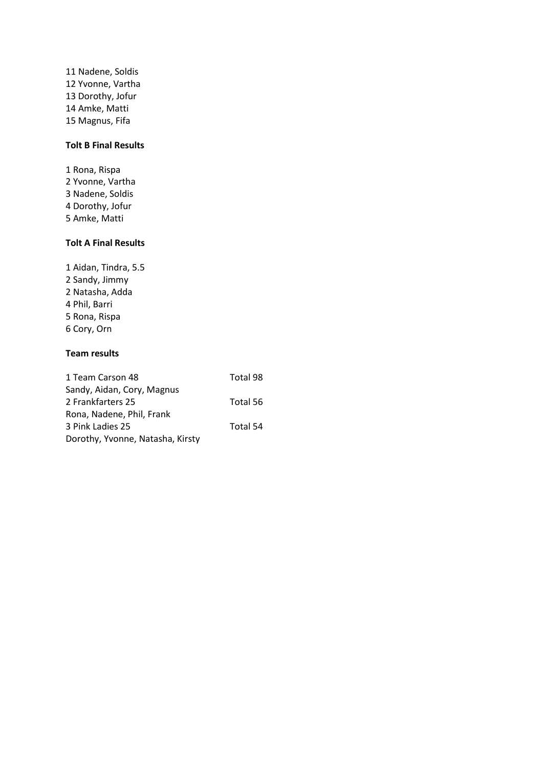11 Nadene, Soldis
12 Yvonne, Vartha
13 Dorothy, Jofur
14 Amke, Matti
15 Magnus, Fifa

**Tolt B Final Results**

1 Rona, Rispa
2 Yvonne, Vartha
3 Nadene, Soldis
4 Dorothy, Jofur
5 Amke, Matti

**Tolt A Final Results**

1 Aidan, Tindra, 5.5
2 Sandy, Jimmy
2 Natasha, Adda
4 Phil, Barri
5 Rona, Rispa
6 Cory, Orn

**Team results**

| | |
|---|---|
| 1 Team Carson 48 | Total 98 |
| Sandy, Aidan, Cory, Magnus | |
| 2 Frankfarters 25 | Total 56 |
| Rona, Nadene, Phil, Frank | |
| 3 Pink Ladies 25 | Total 54 |
| Dorothy, Yvonne, Natasha, Kirsty | |